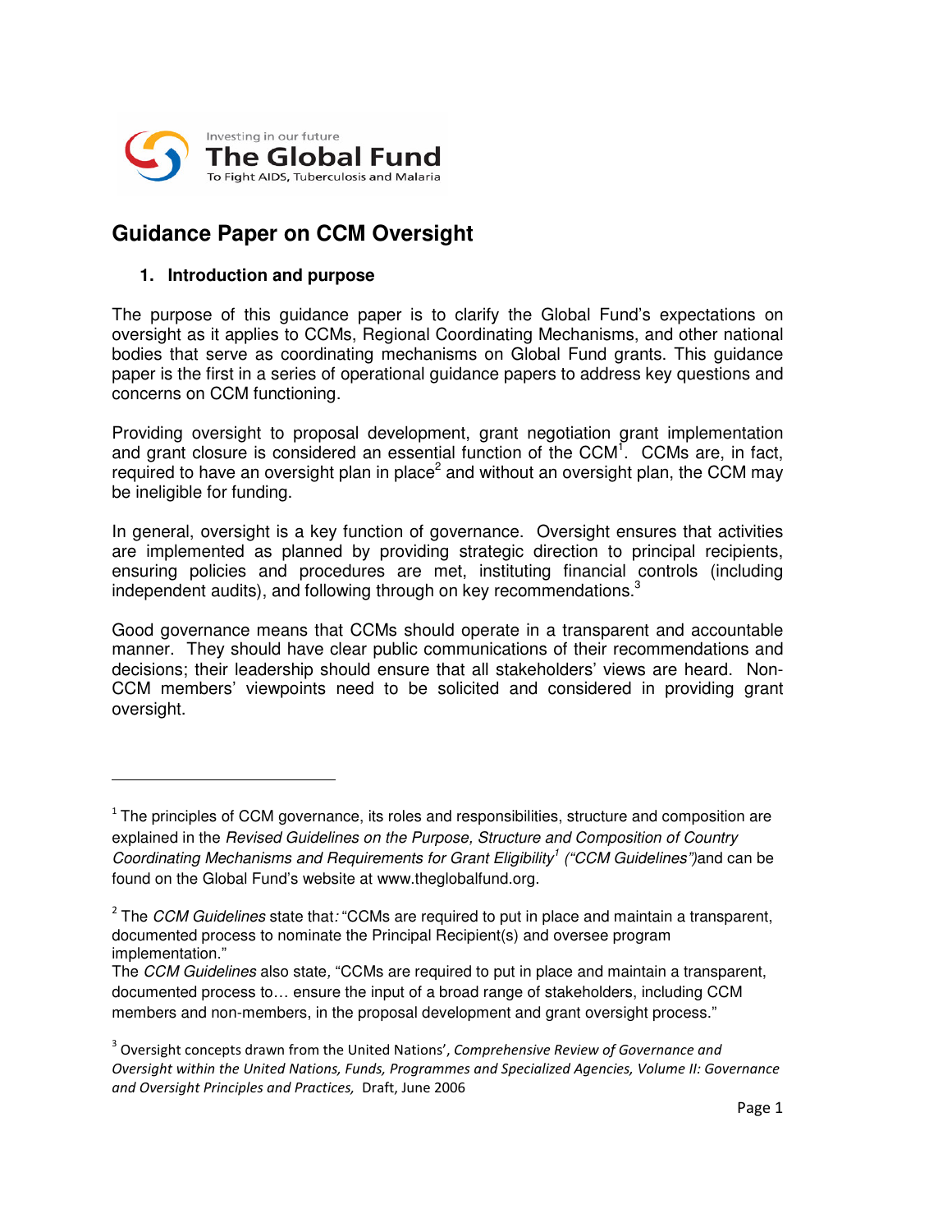Investing in our future

**The Global Fund**

To Fight AIDS, Tuberculosis and Malaria

# Guidance Paper on CCM Oversight

## 1. Introduction and purpose

The purpose of this guidance paper is to clarify the Global Fund's expectations on oversight as it applies to CCMs, Regional Coordinating Mechanisms, and other national bodies that serve as coordinating mechanisms on Global Fund grants. This guidance paper is the first in a series of operational guidance papers to address key questions and concerns on CCM functioning.

Providing oversight to proposal development, grant negotiation grant implementation and grant closure is considered an essential function of the CCM[1]. CCMs are, in fact, required to have an oversight plan in place[2] and without an oversight plan, the CCM may be ineligible for funding.

In general, oversight is a key function of governance. Oversight ensures that activities are implemented as planned by providing strategic direction to principal recipients, ensuring policies and procedures are met, instituting financial controls (including independent audits), and following through on key recommendations.[3]

Good governance means that CCMs should operate in a transparent and accountable manner. They should have clear public communications of their recommendations and decisions; their leadership should ensure that all stakeholders' views are heard. Non-CCM members' viewpoints need to be solicited and considered in providing grant oversight.

---

[1] The principles of CCM governance, its roles and responsibilities, structure and composition are explained in the *Revised Guidelines on the Purpose, Structure and Composition of Country Coordinating Mechanisms and Requirements for Grant Eligibility*[1] *("CCM Guidelines")* and can be found on the Global Fund's website at www.theglobalfund.org.

[2] The *CCM Guidelines* state that: "CCMs are required to put in place and maintain a transparent, documented process to nominate the Principal Recipient(s) and oversee program implementation."
The *CCM Guidelines* also state, "CCMs are required to put in place and maintain a transparent, documented process to… ensure the input of a broad range of stakeholders, including CCM members and non-members, in the proposal development and grant oversight process."

[3] Oversight concepts drawn from the United Nations', *Comprehensive Review of Governance and Oversight within the United Nations, Funds, Programmes and Specialized Agencies, Volume II: Governance and Oversight Principles and Practices,* Draft, June 2006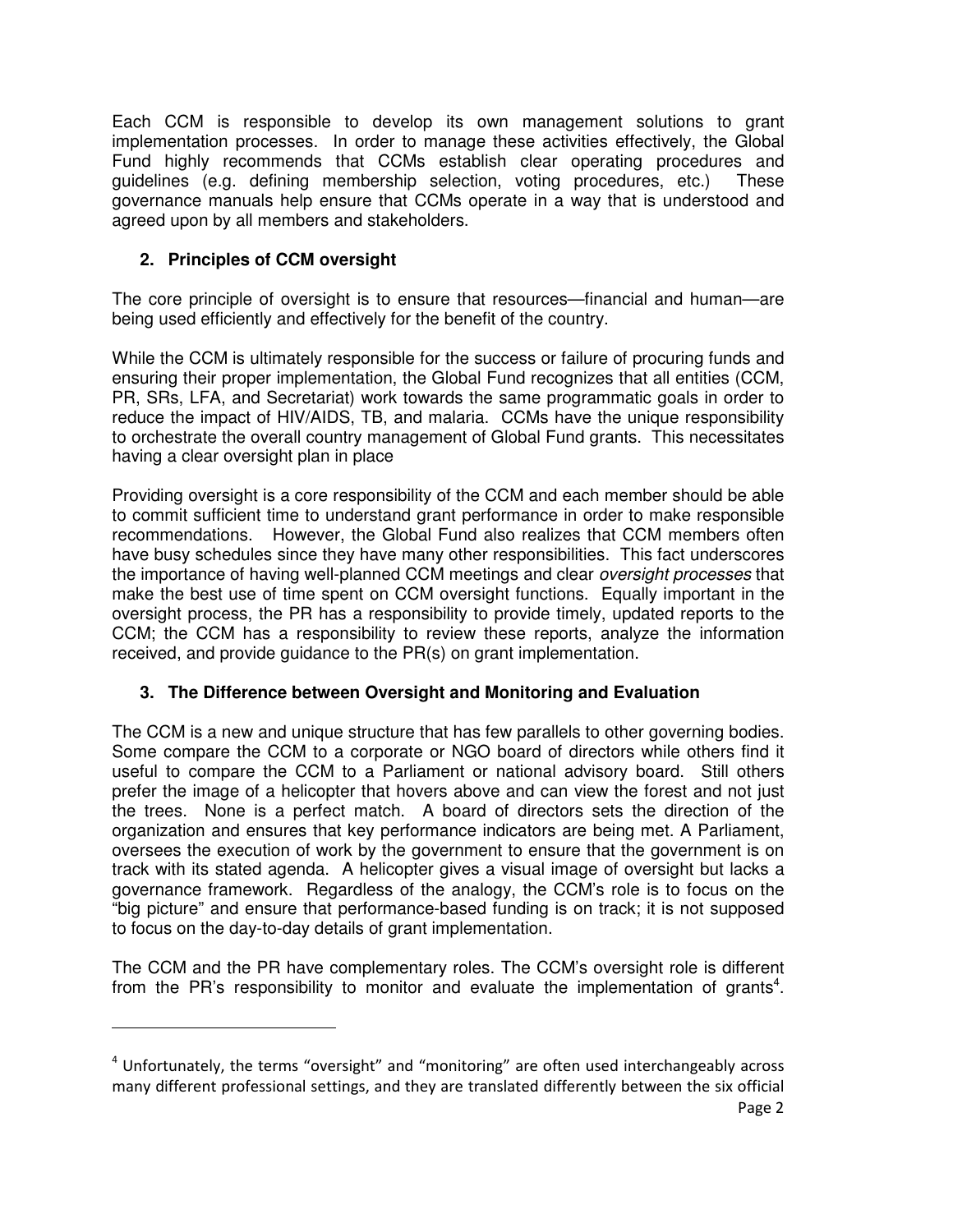Each CCM is responsible to develop its own management solutions to grant implementation processes. In order to manage these activities effectively, the Global Fund highly recommends that CCMs establish clear operating procedures and guidelines (e.g. defining membership selection, voting procedures, etc.) These governance manuals help ensure that CCMs operate in a way that is understood and agreed upon by all members and stakeholders.

## 2. Principles of CCM oversight

The core principle of oversight is to ensure that resources—financial and human—are being used efficiently and effectively for the benefit of the country.

While the CCM is ultimately responsible for the success or failure of procuring funds and ensuring their proper implementation, the Global Fund recognizes that all entities (CCM, PR, SRs, LFA, and Secretariat) work towards the same programmatic goals in order to reduce the impact of HIV/AIDS, TB, and malaria. CCMs have the unique responsibility to orchestrate the overall country management of Global Fund grants. This necessitates having a clear oversight plan in place

Providing oversight is a core responsibility of the CCM and each member should be able to commit sufficient time to understand grant performance in order to make responsible recommendations. However, the Global Fund also realizes that CCM members often have busy schedules since they have many other responsibilities. This fact underscores the importance of having well-planned CCM meetings and clear *oversight processes* that make the best use of time spent on CCM oversight functions. Equally important in the oversight process, the PR has a responsibility to provide timely, updated reports to the CCM; the CCM has a responsibility to review these reports, analyze the information received, and provide guidance to the PR(s) on grant implementation.

## 3. The Difference between Oversight and Monitoring and Evaluation

The CCM is a new and unique structure that has few parallels to other governing bodies. Some compare the CCM to a corporate or NGO board of directors while others find it useful to compare the CCM to a Parliament or national advisory board. Still others prefer the image of a helicopter that hovers above and can view the forest and not just the trees. None is a perfect match. A board of directors sets the direction of the organization and ensures that key performance indicators are being met. A Parliament, oversees the execution of work by the government to ensure that the government is on track with its stated agenda. A helicopter gives a visual image of oversight but lacks a governance framework. Regardless of the analogy, the CCM's role is to focus on the "big picture" and ensure that performance-based funding is on track; it is not supposed to focus on the day-to-day details of grant implementation.

The CCM and the PR have complementary roles. The CCM's oversight role is different from the PR's responsibility to monitor and evaluate the implementation of grants[4].

[4] Unfortunately, the terms "oversight" and "monitoring" are often used interchangeably across many different professional settings, and they are translated differently between the six official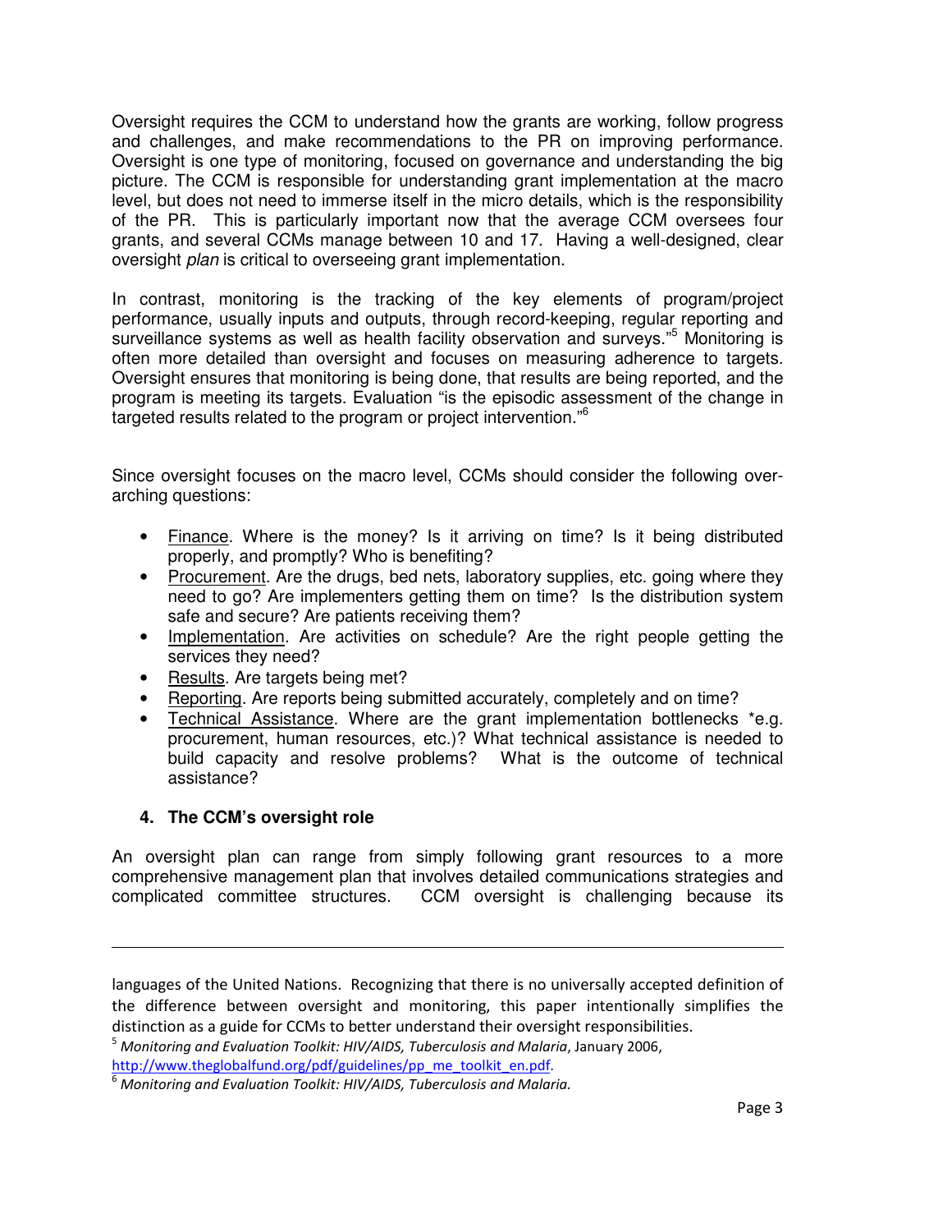Oversight requires the CCM to understand how the grants are working, follow progress and challenges, and make recommendations to the PR on improving performance. Oversight is one type of monitoring, focused on governance and understanding the big picture. The CCM is responsible for understanding grant implementation at the macro level, but does not need to immerse itself in the micro details, which is the responsibility of the PR. This is particularly important now that the average CCM oversees four grants, and several CCMs manage between 10 and 17. Having a well-designed, clear oversight *plan* is critical to overseeing grant implementation.

In contrast, monitoring is the tracking of the key elements of program/project performance, usually inputs and outputs, through record-keeping, regular reporting and surveillance systems as well as health facility observation and surveys."[5] Monitoring is often more detailed than oversight and focuses on measuring adherence to targets. Oversight ensures that monitoring is being done, that results are being reported, and the program is meeting its targets. Evaluation "is the episodic assessment of the change in targeted results related to the program or project intervention."[6]

Since oversight focuses on the macro level, CCMs should consider the following over-arching questions:

- Finance. Where is the money? Is it arriving on time? Is it being distributed properly, and promptly? Who is benefiting?
- Procurement. Are the drugs, bed nets, laboratory supplies, etc. going where they need to go? Are implementers getting them on time? Is the distribution system safe and secure? Are patients receiving them?
- Implementation. Are activities on schedule? Are the right people getting the services they need?
- Results. Are targets being met?
- Reporting. Are reports being submitted accurately, completely and on time?
- Technical Assistance. Where are the grant implementation bottlenecks *e.g. procurement, human resources, etc.)? What technical assistance is needed to build capacity and resolve problems? What is the outcome of technical assistance?

### 4. The CCM's oversight role

An oversight plan can range from simply following grant resources to a more comprehensive management plan that involves detailed communications strategies and complicated committee structures. CCM oversight is challenging because its

---

languages of the United Nations. Recognizing that there is no universally accepted definition of the difference between oversight and monitoring, this paper intentionally simplifies the distinction as a guide for CCMs to better understand their oversight responsibilities.

[5] *Monitoring and Evaluation Toolkit: HIV/AIDS, Tuberculosis and Malaria*, January 2006, http://www.theglobalfund.org/pdf/guidelines/pp_me_toolkit_en.pdf.

[6] *Monitoring and Evaluation Toolkit: HIV/AIDS, Tuberculosis and Malaria.*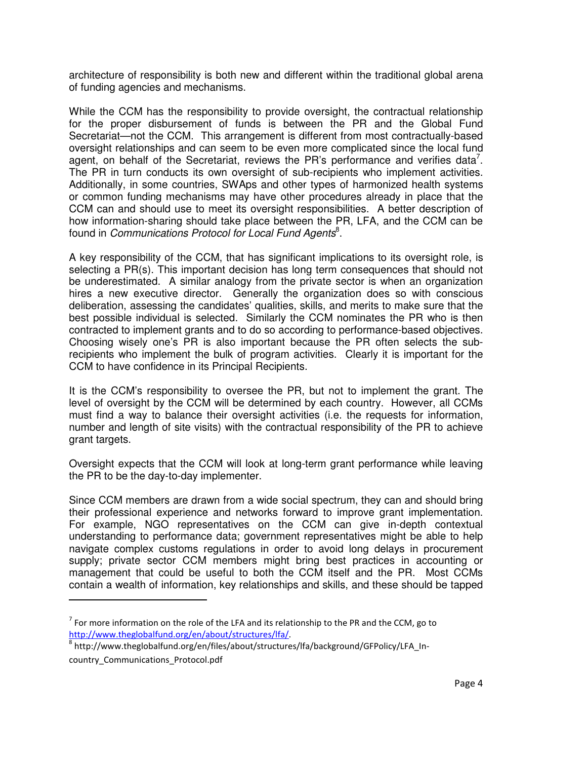architecture of responsibility is both new and different within the traditional global arena of funding agencies and mechanisms.

While the CCM has the responsibility to provide oversight, the contractual relationship for the proper disbursement of funds is between the PR and the Global Fund Secretariat—not the CCM. This arrangement is different from most contractually-based oversight relationships and can seem to be even more complicated since the local fund agent, on behalf of the Secretariat, reviews the PR's performance and verifies data[7]. The PR in turn conducts its own oversight of sub-recipients who implement activities. Additionally, in some countries, SWAps and other types of harmonized health systems or common funding mechanisms may have other procedures already in place that the CCM can and should use to meet its oversight responsibilities. A better description of how information-sharing should take place between the PR, LFA, and the CCM can be found in *Communications Protocol for Local Fund Agents*[8].

A key responsibility of the CCM, that has significant implications to its oversight role, is selecting a PR(s). This important decision has long term consequences that should not be underestimated. A similar analogy from the private sector is when an organization hires a new executive director. Generally the organization does so with conscious deliberation, assessing the candidates' qualities, skills, and merits to make sure that the best possible individual is selected. Similarly the CCM nominates the PR who is then contracted to implement grants and to do so according to performance-based objectives. Choosing wisely one's PR is also important because the PR often selects the sub-recipients who implement the bulk of program activities. Clearly it is important for the CCM to have confidence in its Principal Recipients.

It is the CCM's responsibility to oversee the PR, but not to implement the grant. The level of oversight by the CCM will be determined by each country. However, all CCMs must find a way to balance their oversight activities (i.e. the requests for information, number and length of site visits) with the contractual responsibility of the PR to achieve grant targets.

Oversight expects that the CCM will look at long-term grant performance while leaving the PR to be the day-to-day implementer.

Since CCM members are drawn from a wide social spectrum, they can and should bring their professional experience and networks forward to improve grant implementation. For example, NGO representatives on the CCM can give in-depth contextual understanding to performance data; government representatives might be able to help navigate complex customs regulations in order to avoid long delays in procurement supply; private sector CCM members might bring best practices in accounting or management that could be useful to both the CCM itself and the PR. Most CCMs contain a wealth of information, key relationships and skills, and these should be tapped

---

[7] For more information on the role of the LFA and its relationship to the PR and the CCM, go to http://www.theglobalfund.org/en/about/structures/lfa/.

[8] http://www.theglobalfund.org/en/files/about/structures/lfa/background/GFPolicy/LFA_In-country_Communications_Protocol.pdf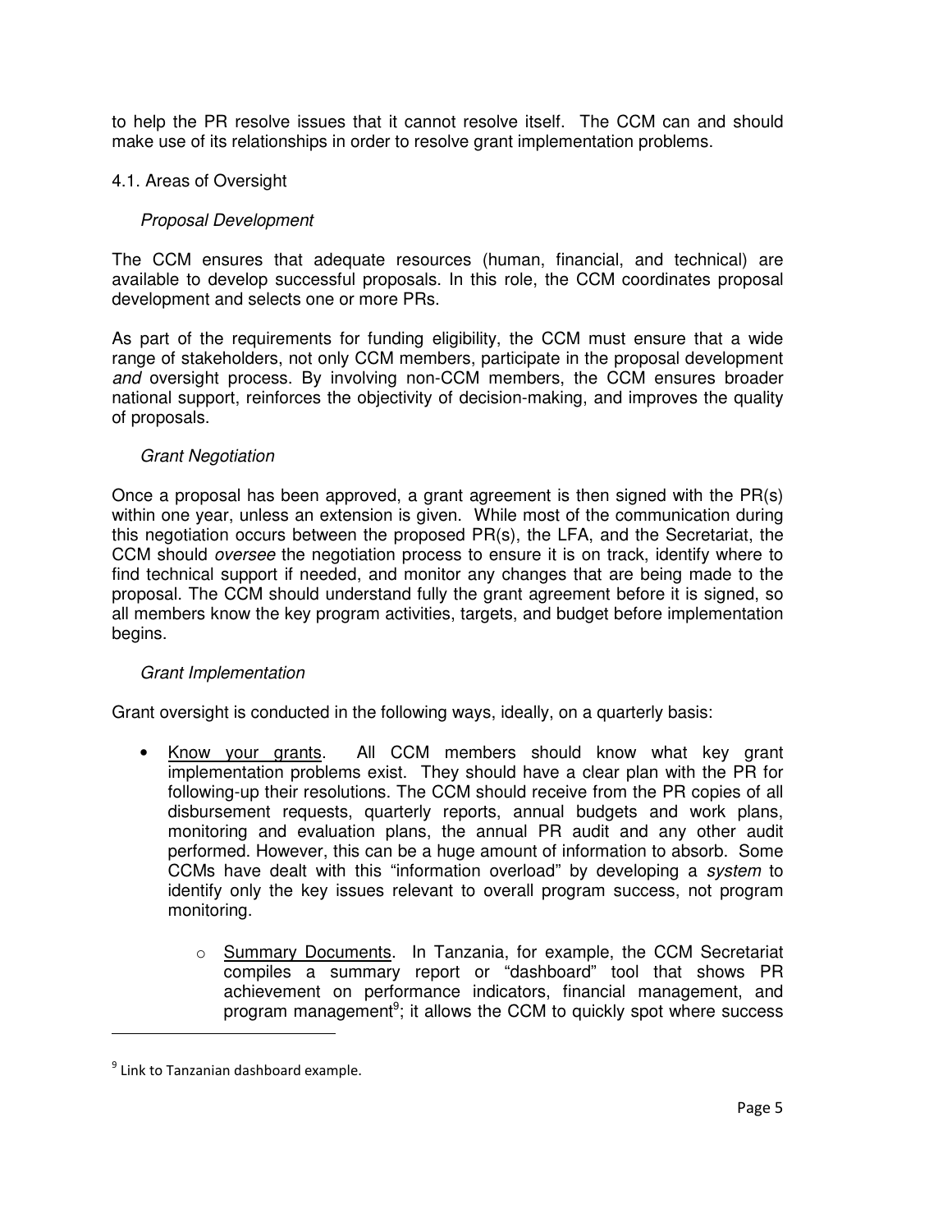to help the PR resolve issues that it cannot resolve itself. The CCM can and should make use of its relationships in order to resolve grant implementation problems.

## 4.1. Areas of Oversight

### *Proposal Development*

The CCM ensures that adequate resources (human, financial, and technical) are available to develop successful proposals. In this role, the CCM coordinates proposal development and selects one or more PRs.

As part of the requirements for funding eligibility, the CCM must ensure that a wide range of stakeholders, not only CCM members, participate in the proposal development *and* oversight process. By involving non-CCM members, the CCM ensures broader national support, reinforces the objectivity of decision-making, and improves the quality of proposals.

### *Grant Negotiation*

Once a proposal has been approved, a grant agreement is then signed with the PR(s) within one year, unless an extension is given. While most of the communication during this negotiation occurs between the proposed PR(s), the LFA, and the Secretariat, the CCM should *oversee* the negotiation process to ensure it is on track, identify where to find technical support if needed, and monitor any changes that are being made to the proposal. The CCM should understand fully the grant agreement before it is signed, so all members know the key program activities, targets, and budget before implementation begins.

### *Grant Implementation*

Grant oversight is conducted in the following ways, ideally, on a quarterly basis:

- Know your grants. All CCM members should know what key grant implementation problems exist. They should have a clear plan with the PR for following-up their resolutions. The CCM should receive from the PR copies of all disbursement requests, quarterly reports, annual budgets and work plans, monitoring and evaluation plans, the annual PR audit and any other audit performed. However, this can be a huge amount of information to absorb. Some CCMs have dealt with this "information overload" by developing a *system* to identify only the key issues relevant to overall program success, not program monitoring.
    - Summary Documents. In Tanzania, for example, the CCM Secretariat compiles a summary report or "dashboard" tool that shows PR achievement on performance indicators, financial management, and program management[9]; it allows the CCM to quickly spot where success

[9] Link to Tanzanian dashboard example.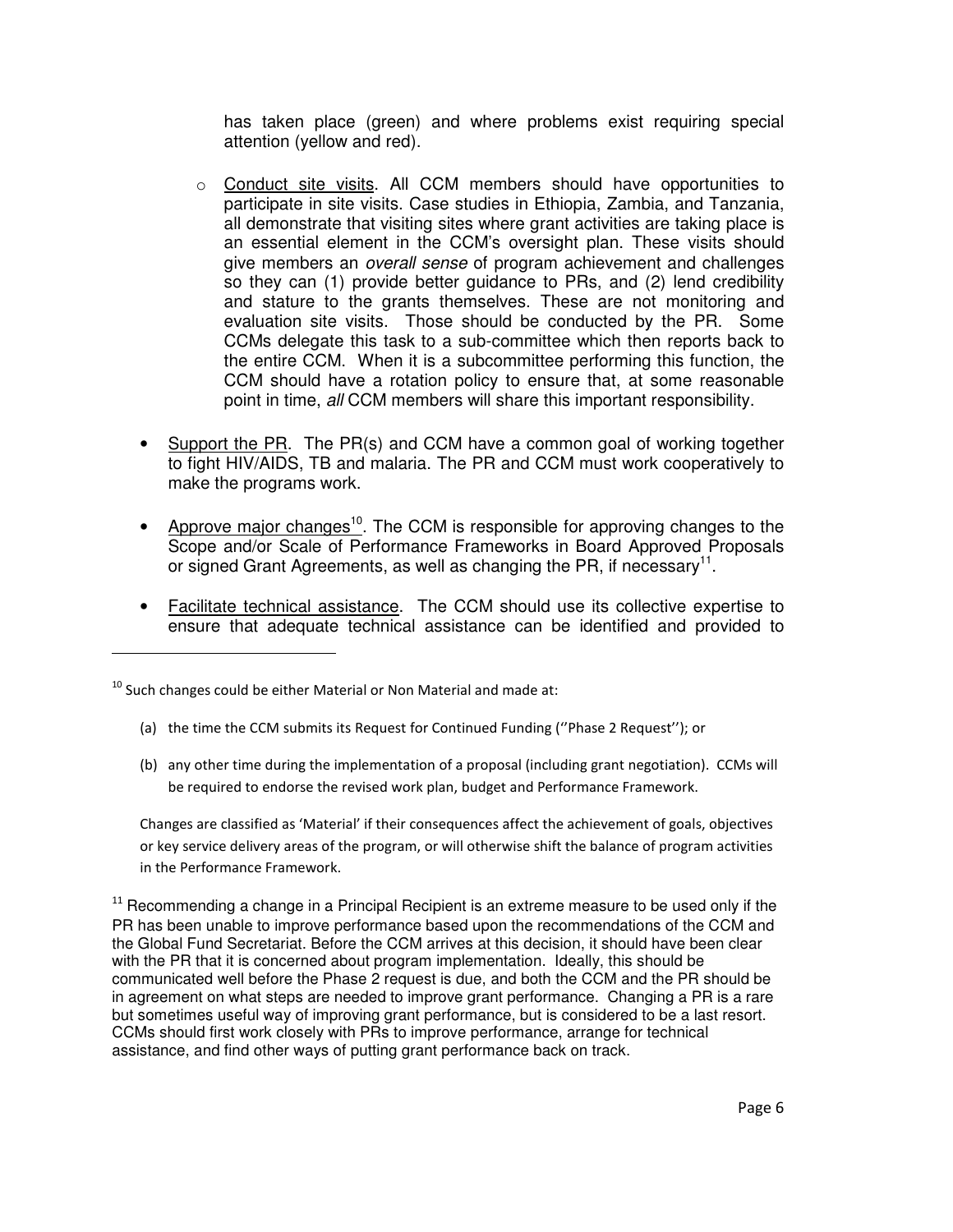has taken place (green) and where problems exist requiring special attention (yellow and red).

  - Conduct site visits. All CCM members should have opportunities to participate in site visits. Case studies in Ethiopia, Zambia, and Tanzania, all demonstrate that visiting sites where grant activities are taking place is an essential element in the CCM's oversight plan. These visits should give members an *overall sense* of program achievement and challenges so they can (1) provide better guidance to PRs, and (2) lend credibility and stature to the grants themselves. These are not monitoring and evaluation site visits. Those should be conducted by the PR. Some CCMs delegate this task to a sub-committee which then reports back to the entire CCM. When it is a subcommittee performing this function, the CCM should have a rotation policy to ensure that, at some reasonable point in time, *all* CCM members will share this important responsibility.

- Support the PR. The PR(s) and CCM have a common goal of working together to fight HIV/AIDS, TB and malaria. The PR and CCM must work cooperatively to make the programs work.

- Approve major changes[10]. The CCM is responsible for approving changes to the Scope and/or Scale of Performance Frameworks in Board Approved Proposals or signed Grant Agreements, as well as changing the PR, if necessary[11].

- Facilitate technical assistance. The CCM should use its collective expertise to ensure that adequate technical assistance can be identified and provided to

---

[10] Such changes could be either Material or Non Material and made at:

(a) the time the CCM submits its Request for Continued Funding (''Phase 2 Request''); or

(b) any other time during the implementation of a proposal (including grant negotiation). CCMs will be required to endorse the revised work plan, budget and Performance Framework.

Changes are classified as 'Material' if their consequences affect the achievement of goals, objectives or key service delivery areas of the program, or will otherwise shift the balance of program activities in the Performance Framework.

[11] Recommending a change in a Principal Recipient is an extreme measure to be used only if the PR has been unable to improve performance based upon the recommendations of the CCM and the Global Fund Secretariat. Before the CCM arrives at this decision, it should have been clear with the PR that it is concerned about program implementation. Ideally, this should be communicated well before the Phase 2 request is due, and both the CCM and the PR should be in agreement on what steps are needed to improve grant performance. Changing a PR is a rare but sometimes useful way of improving grant performance, but is considered to be a last resort. CCMs should first work closely with PRs to improve performance, arrange for technical assistance, and find other ways of putting grant performance back on track.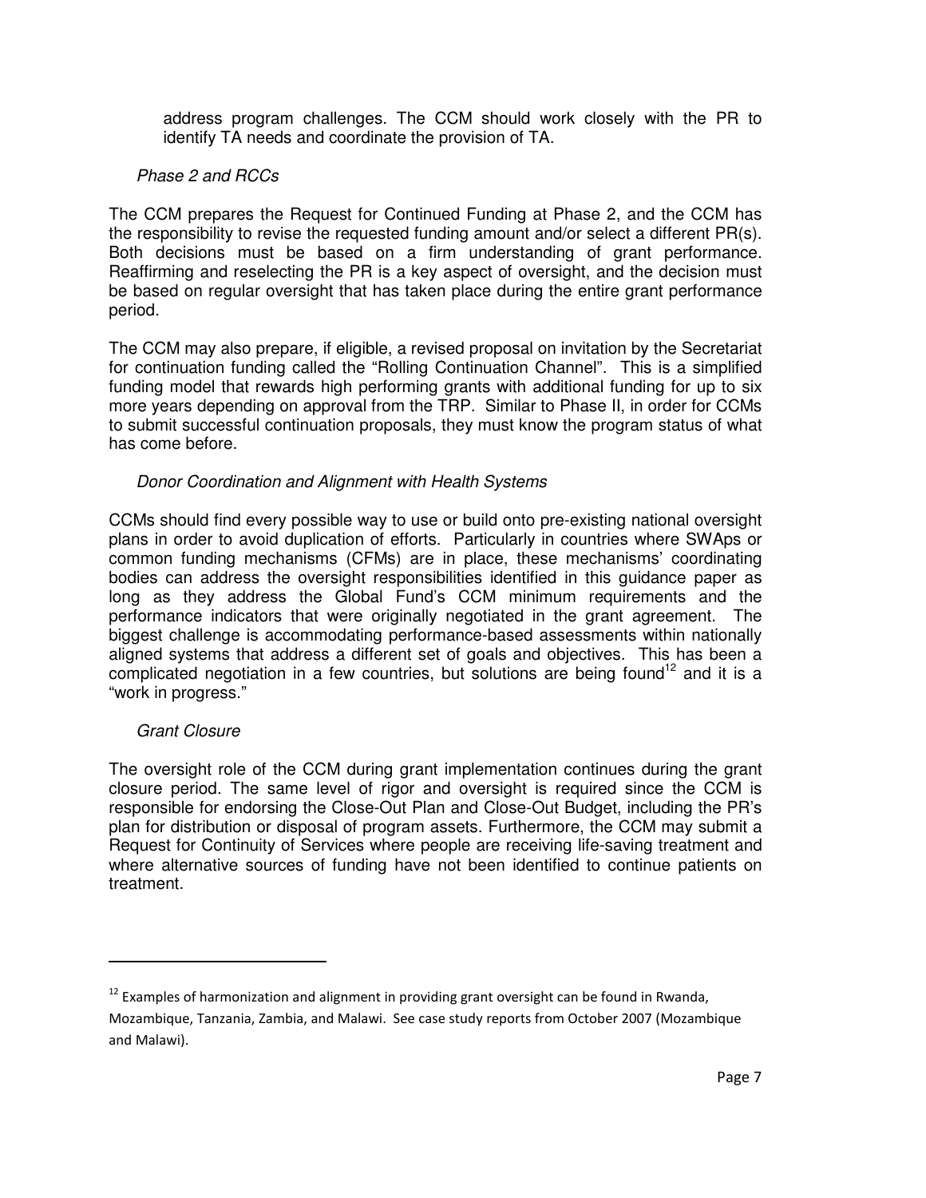address program challenges. The CCM should work closely with the PR to identify TA needs and coordinate the provision of TA.

*Phase 2 and RCCs*

The CCM prepares the Request for Continued Funding at Phase 2, and the CCM has the responsibility to revise the requested funding amount and/or select a different PR(s). Both decisions must be based on a firm understanding of grant performance. Reaffirming and reselecting the PR is a key aspect of oversight, and the decision must be based on regular oversight that has taken place during the entire grant performance period.

The CCM may also prepare, if eligible, a revised proposal on invitation by the Secretariat for continuation funding called the "Rolling Continuation Channel". This is a simplified funding model that rewards high performing grants with additional funding for up to six more years depending on approval from the TRP. Similar to Phase II, in order for CCMs to submit successful continuation proposals, they must know the program status of what has come before.

*Donor Coordination and Alignment with Health Systems*

CCMs should find every possible way to use or build onto pre-existing national oversight plans in order to avoid duplication of efforts. Particularly in countries where SWAps or common funding mechanisms (CFMs) are in place, these mechanisms' coordinating bodies can address the oversight responsibilities identified in this guidance paper as long as they address the Global Fund's CCM minimum requirements and the performance indicators that were originally negotiated in the grant agreement. The biggest challenge is accommodating performance-based assessments within nationally aligned systems that address a different set of goals and objectives. This has been a complicated negotiation in a few countries, but solutions are being found[12] and it is a "work in progress."

*Grant Closure*

The oversight role of the CCM during grant implementation continues during the grant closure period. The same level of rigor and oversight is required since the CCM is responsible for endorsing the Close-Out Plan and Close-Out Budget, including the PR's plan for distribution or disposal of program assets. Furthermore, the CCM may submit a Request for Continuity of Services where people are receiving life-saving treatment and where alternative sources of funding have not been identified to continue patients on treatment.

---

[12] Examples of harmonization and alignment in providing grant oversight can be found in Rwanda, Mozambique, Tanzania, Zambia, and Malawi. See case study reports from October 2007 (Mozambique and Malawi).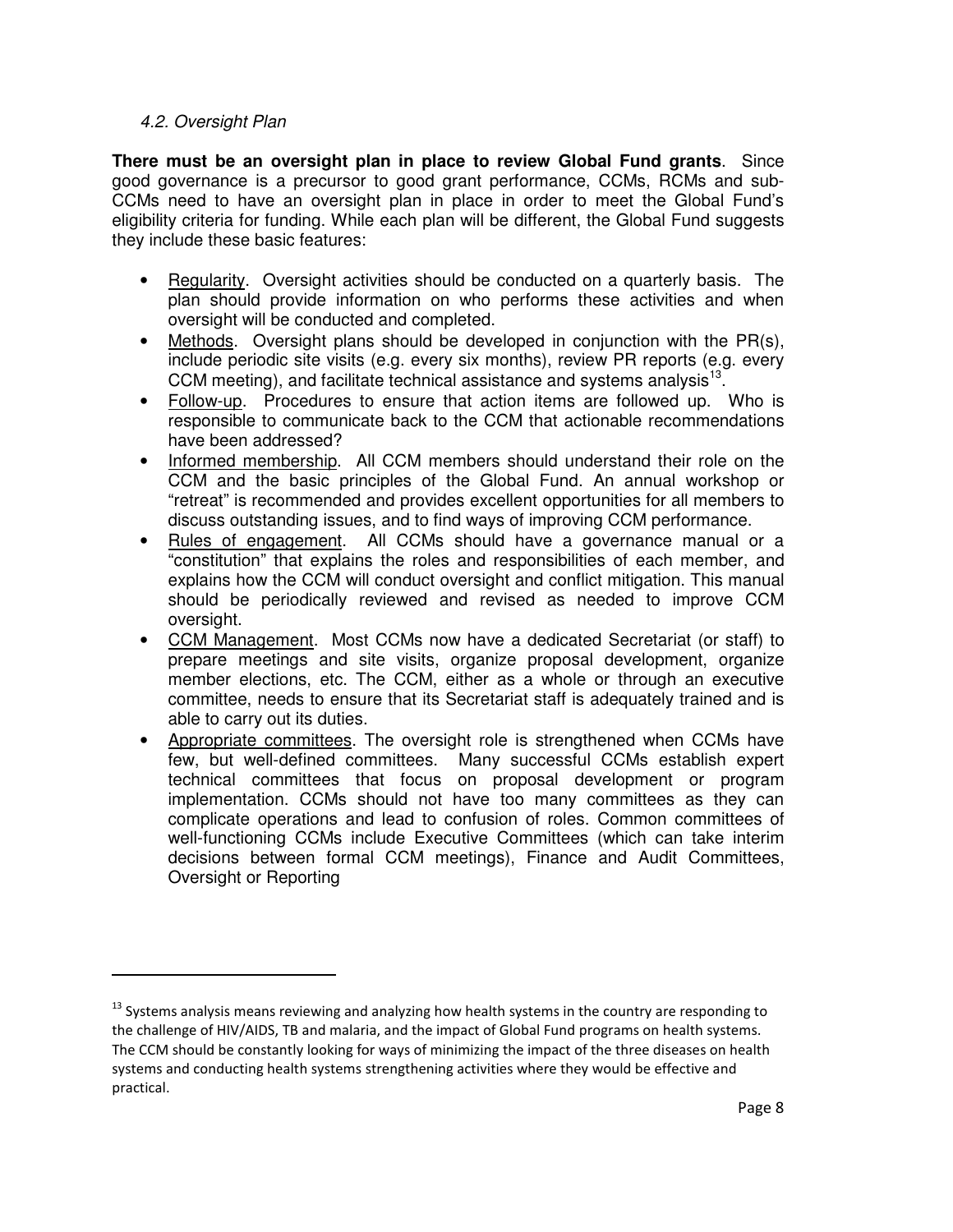*4.2. Oversight Plan*

**There must be an oversight plan in place to review Global Fund grants**. Since good governance is a precursor to good grant performance, CCMs, RCMs and sub-CCMs need to have an oversight plan in place in order to meet the Global Fund's eligibility criteria for funding. While each plan will be different, the Global Fund suggests they include these basic features:

- Regularity. Oversight activities should be conducted on a quarterly basis. The plan should provide information on who performs these activities and when oversight will be conducted and completed.
- Methods. Oversight plans should be developed in conjunction with the PR(s), include periodic site visits (e.g. every six months), review PR reports (e.g. every CCM meeting), and facilitate technical assistance and systems analysis[13].
- Follow-up. Procedures to ensure that action items are followed up. Who is responsible to communicate back to the CCM that actionable recommendations have been addressed?
- Informed membership. All CCM members should understand their role on the CCM and the basic principles of the Global Fund. An annual workshop or "retreat" is recommended and provides excellent opportunities for all members to discuss outstanding issues, and to find ways of improving CCM performance.
- Rules of engagement. All CCMs should have a governance manual or a "constitution" that explains the roles and responsibilities of each member, and explains how the CCM will conduct oversight and conflict mitigation. This manual should be periodically reviewed and revised as needed to improve CCM oversight.
- CCM Management. Most CCMs now have a dedicated Secretariat (or staff) to prepare meetings and site visits, organize proposal development, organize member elections, etc. The CCM, either as a whole or through an executive committee, needs to ensure that its Secretariat staff is adequately trained and is able to carry out its duties.
- Appropriate committees. The oversight role is strengthened when CCMs have few, but well-defined committees. Many successful CCMs establish expert technical committees that focus on proposal development or program implementation. CCMs should not have too many committees as they can complicate operations and lead to confusion of roles. Common committees of well-functioning CCMs include Executive Committees (which can take interim decisions between formal CCM meetings), Finance and Audit Committees, Oversight or Reporting

---

[13] Systems analysis means reviewing and analyzing how health systems in the country are responding to the challenge of HIV/AIDS, TB and malaria, and the impact of Global Fund programs on health systems. The CCM should be constantly looking for ways of minimizing the impact of the three diseases on health systems and conducting health systems strengthening activities where they would be effective and practical.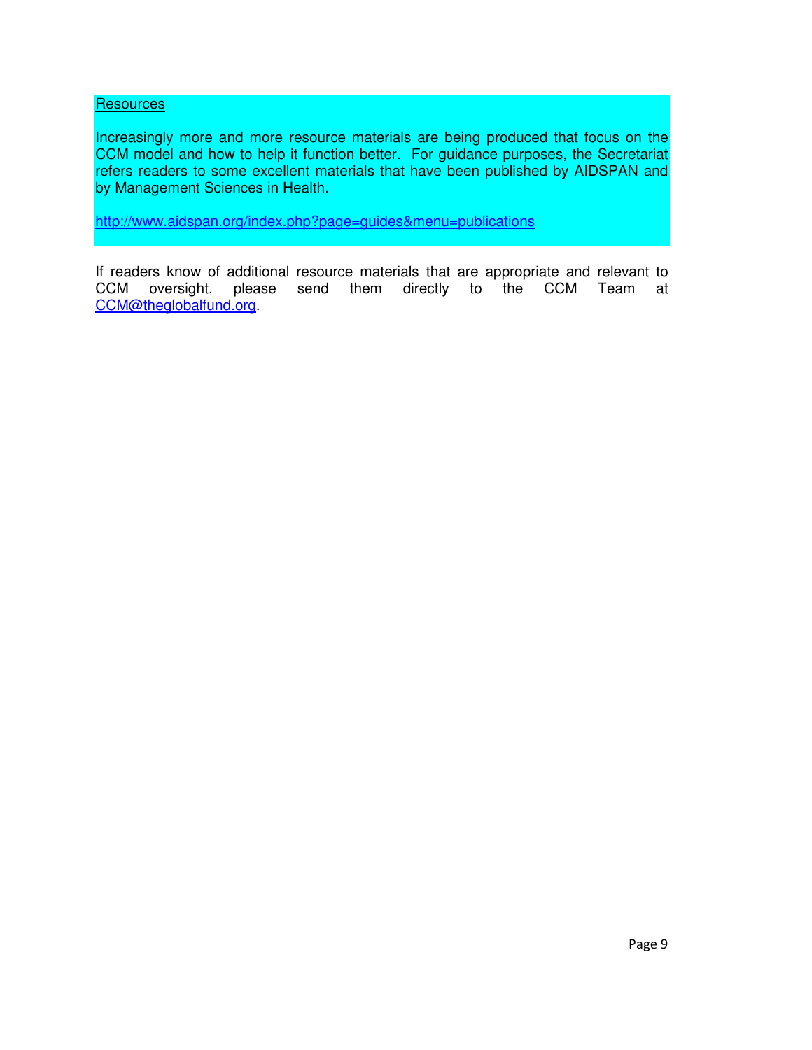Resources

Increasingly more and more resource materials are being produced that focus on the CCM model and how to help it function better. For guidance purposes, the Secretariat refers readers to some excellent materials that have been published by AIDSPAN and by Management Sciences in Health.

http://www.aidspan.org/index.php?page=guides&menu=publications

If readers know of additional resource materials that are appropriate and relevant to CCM oversight, please send them directly to the CCM Team at CCM@theglobalfund.org.